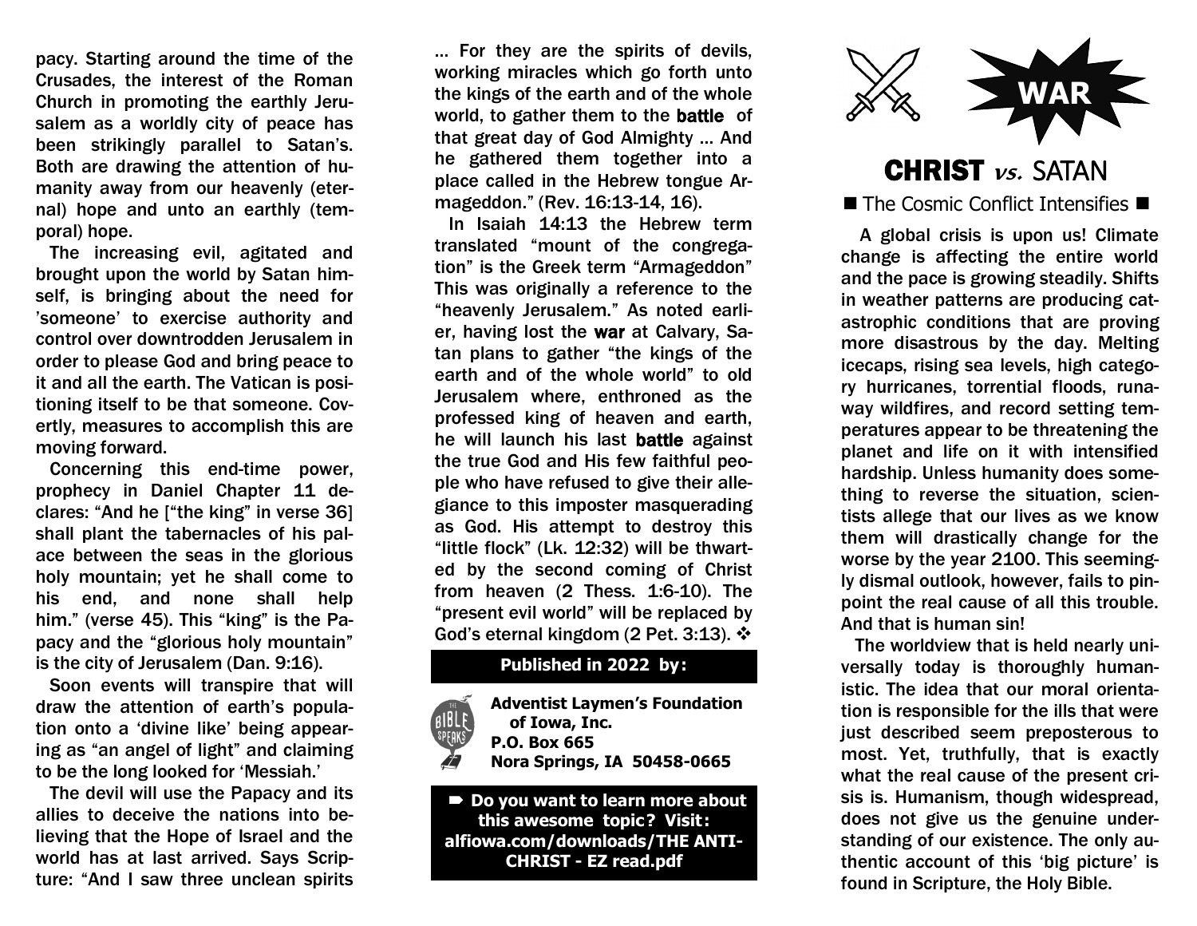pacy. Starting around the time of the Crusades, the interest of the Roman Church in promoting the earthly Jerusalem as a worldly city of peace has been strikingly parallel to Satan's. Both are drawing the attention of humanity away from our heavenly (eternal) hope and unto an earthly (temporal) hope.

The increasing evil, agitated and brought upon the world by Satan himself, is bringing about the need for 'someone' to exercise authority and control over downtrodden Jerusalem in order to please God and bring peace to it and all the earth. The Vatican is positioning itself to be that someone. Covertly, measures to accomplish this are moving forward.

Concerning this end-time power, prophecy in Daniel Chapter 11 declares: "And he ["the king" in verse 36] shall plant the tabernacles of his palace between the seas in the glorious holy mountain; yet he shall come to his end, and none shall help him." (verse 45). This "king" is the Papacy and the "glorious holy mountain" is the city of Jerusalem (Dan. 9:16).

Soon events will transpire that will draw the attention of earth's population onto a 'divine like' being appearing as "an angel of light" and claiming to be the long looked for 'Messiah.'

The devil will use the Papacy and its allies to deceive the nations into believing that the Hope of Israel and the world has at last arrived. Says Scripture: "And I saw three unclean spirits … For they are the spirits of devils, working miracles which go forth unto the kings of the earth and of the whole world, to gather them to the **battle** of that great day of God Almighty … And he gathered them together into a place called in the Hebrew tongue Armageddon." (Rev. 16:13-14, 16).

In Isaiah 14:13 the Hebrew term translated "mount of the congregation" is the Greek term "Armageddon" This was originally a reference to the "heavenly Jerusalem." As noted earlier, having lost the **war** at Calvary, Satan plans to gather "the kings of the earth and of the whole world" to old Jerusalem where, enthroned as the professed king of heaven and earth, he will launch his last **battle** against the true God and His few faithful people who have refused to give their allegiance to this imposter masquerading as God. His attempt to destroy this "little flock" (Lk. 12:32) will be thwarted by the second coming of Christ from heaven (2 Thess. 1:6-10). The "present evil world" will be replaced by God's eternal kingdom (2 Pet. 3:13). ❖

**Published in 2022 by:**

**Adventist Laymen's Foundation of Iowa, Inc.**
**P.O. Box 665**
**Nora Springs, IA 50458-0665**

**➨ Do you want to learn more about this awesome topic? Visit: alfiowa.com/downloads/THE ANTI-CHRIST - EZ read.pdf**

**WAR**

# CHRIST *vs.* SATAN

■ The Cosmic Conflict Intensifies ■

A global crisis is upon us! Climate change is affecting the entire world and the pace is growing steadily. Shifts in weather patterns are producing catastrophic conditions that are proving more disastrous by the day. Melting icecaps, rising sea levels, high category hurricanes, torrential floods, runaway wildfires, and record setting temperatures appear to be threatening the planet and life on it with intensified hardship. Unless humanity does something to reverse the situation, scientists allege that our lives as we know them will drastically change for the worse by the year 2100. This seemingly dismal outlook, however, fails to pinpoint the real cause of all this trouble. And that is human sin!

The worldview that is held nearly universally today is thoroughly humanistic. The idea that our moral orientation is responsible for the ills that were just described seem preposterous to most. Yet, truthfully, that is exactly what the real cause of the present crisis is. Humanism, though widespread, does not give us the genuine understanding of our existence. The only authentic account of this 'big picture' is found in Scripture, the Holy Bible.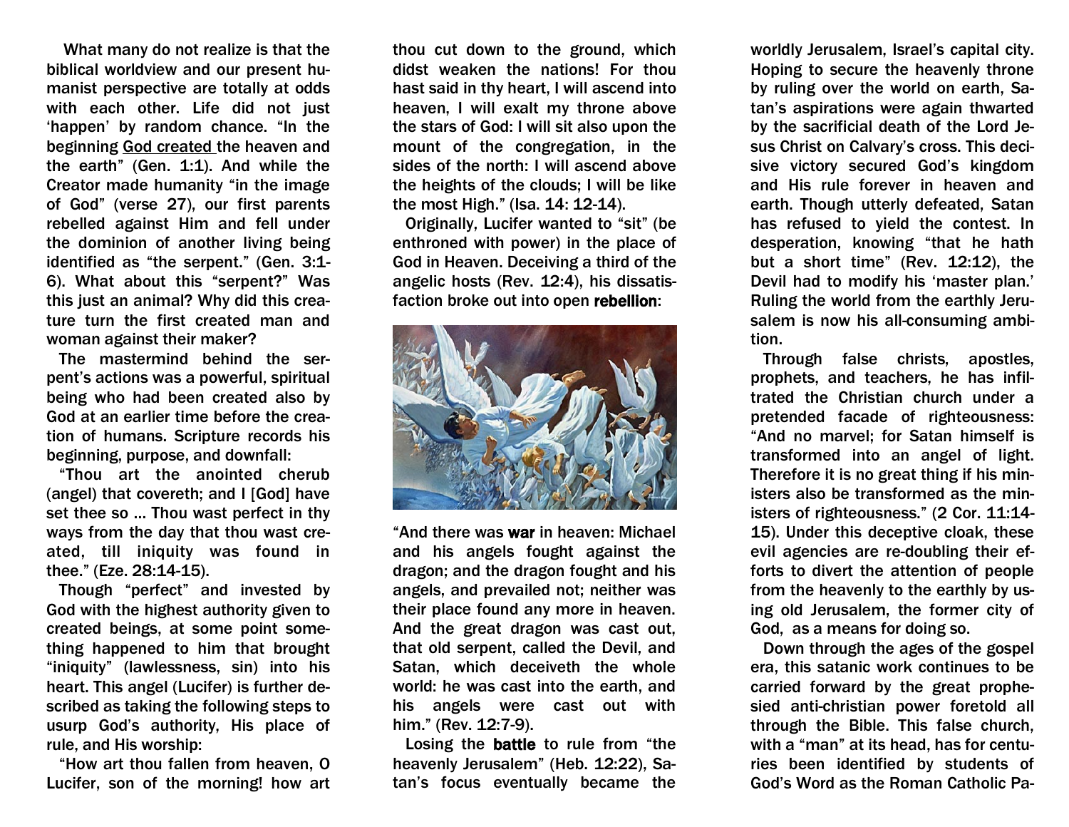What many do not realize is that the biblical worldview and our present humanist perspective are totally at odds with each other. Life did not just 'happen' by random chance. "In the beginning God created the heaven and the earth" (Gen. 1:1). And while the Creator made humanity "in the image of God" (verse 27), our first parents rebelled against Him and fell under the dominion of another living being identified as "the serpent." (Gen. 3:1-6). What about this "serpent?" Was this just an animal? Why did this creature turn the first created man and woman against their maker?

The mastermind behind the serpent's actions was a powerful, spiritual being who had been created also by God at an earlier time before the creation of humans. Scripture records his beginning, purpose, and downfall:

"Thou art the anointed cherub (angel) that covereth; and I [God] have set thee so … Thou wast perfect in thy ways from the day that thou wast created, till iniquity was found in thee." (Eze. 28:14-15).

Though "perfect" and invested by God with the highest authority given to created beings, at some point something happened to him that brought "iniquity" (lawlessness, sin) into his heart. This angel (Lucifer) is further described as taking the following steps to usurp God's authority, His place of rule, and His worship:

"How art thou fallen from heaven, O Lucifer, son of the morning! how art thou cut down to the ground, which didst weaken the nations! For thou hast said in thy heart, I will ascend into heaven, I will exalt my throne above the stars of God: I will sit also upon the mount of the congregation, in the sides of the north: I will ascend above the heights of the clouds; I will be like the most High." (Isa. 14: 12-14).

Originally, Lucifer wanted to "sit" (be enthroned with power) in the place of God in Heaven. Deceiving a third of the angelic hosts (Rev. 12:4), his dissatisfaction broke out into open **rebellion**:

"And there was **war** in heaven: Michael and his angels fought against the dragon; and the dragon fought and his angels, and prevailed not; neither was their place found any more in heaven. And the great dragon was cast out, that old serpent, called the Devil, and Satan, which deceiveth the whole world: he was cast into the earth, and his angels were cast out with him." (Rev. 12:7-9).

Losing the **battle** to rule from "the heavenly Jerusalem" (Heb. 12:22), Satan's focus eventually became the worldly Jerusalem, Israel's capital city. Hoping to secure the heavenly throne by ruling over the world on earth, Satan's aspirations were again thwarted by the sacrificial death of the Lord Jesus Christ on Calvary's cross. This decisive victory secured God's kingdom and His rule forever in heaven and earth. Though utterly defeated, Satan has refused to yield the contest. In desperation, knowing "that he hath but a short time" (Rev. 12:12), the Devil had to modify his 'master plan.' Ruling the world from the earthly Jerusalem is now his all-consuming ambition.

Through false christs, apostles, prophets, and teachers, he has infiltrated the Christian church under a pretended facade of righteousness: "And no marvel; for Satan himself is transformed into an angel of light. Therefore it is no great thing if his ministers also be transformed as the ministers of righteousness." (2 Cor. 11:14-15). Under this deceptive cloak, these evil agencies are re-doubling their efforts to divert the attention of people from the heavenly to the earthly by using old Jerusalem, the former city of God, as a means for doing so.

Down through the ages of the gospel era, this satanic work continues to be carried forward by the great prophesied anti-christian power foretold all through the Bible. This false church, with a "man" at its head, has for centuries been identified by students of God's Word as the Roman Catholic Pa-